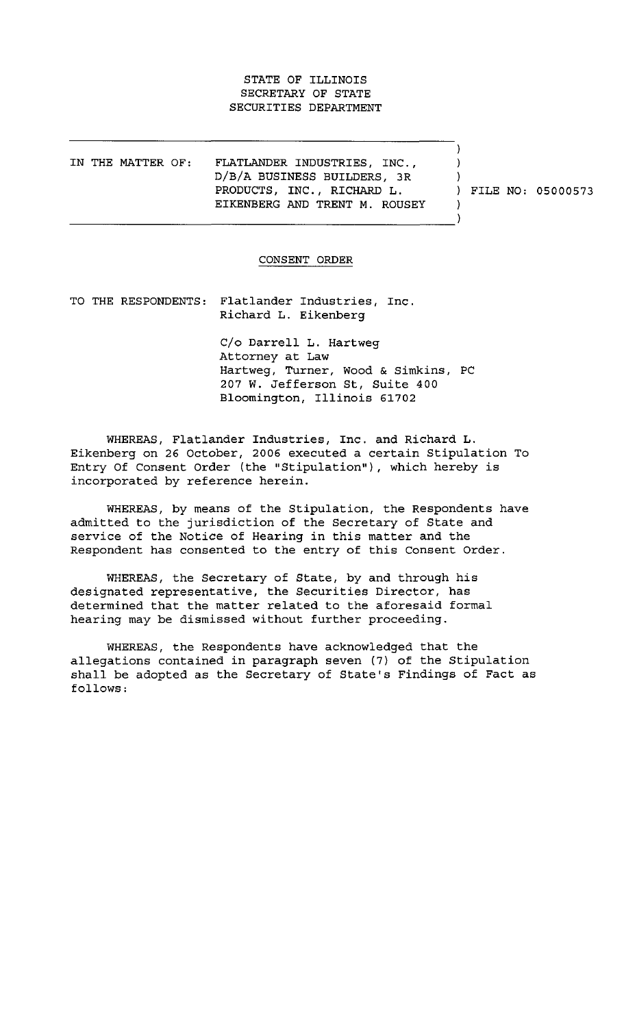STATE OF ILLINOIS
SECRETARY OF STATE
SECURITIES DEPARTMENT

IN THE MATTER OF: FLATLANDER INDUSTRIES, INC., D/B/A BUSINESS BUILDERS, 3R PRODUCTS, INC., RICHARD L. EIKENBERG AND TRENT M. ROUSEY

FILE NO: 05000573

CONSENT ORDER

TO THE RESPONDENTS: Flatlander Industries, Inc.
Richard L. Eikenberg

C/o Darrell L. Hartweg
Attorney at Law
Hartweg, Turner, Wood & Simkins, PC
207 W. Jefferson St, Suite 400
Bloomington, Illinois 61702

WHEREAS, Flatlander Industries, Inc. and Richard L. Eikenberg on 26 October, 2006 executed a certain Stipulation To Entry Of Consent Order (the "Stipulation"), which hereby is incorporated by reference herein.

WHEREAS, by means of the Stipulation, the Respondents have admitted to the jurisdiction of the Secretary of State and service of the Notice of Hearing in this matter and the Respondent has consented to the entry of this Consent Order.

WHEREAS, the Secretary of State, by and through his designated representative, the Securities Director, has determined that the matter related to the aforesaid formal hearing may be dismissed without further proceeding.

WHEREAS, the Respondents have acknowledged that the allegations contained in paragraph seven (7) of the Stipulation shall be adopted as the Secretary of State's Findings of Fact as follows: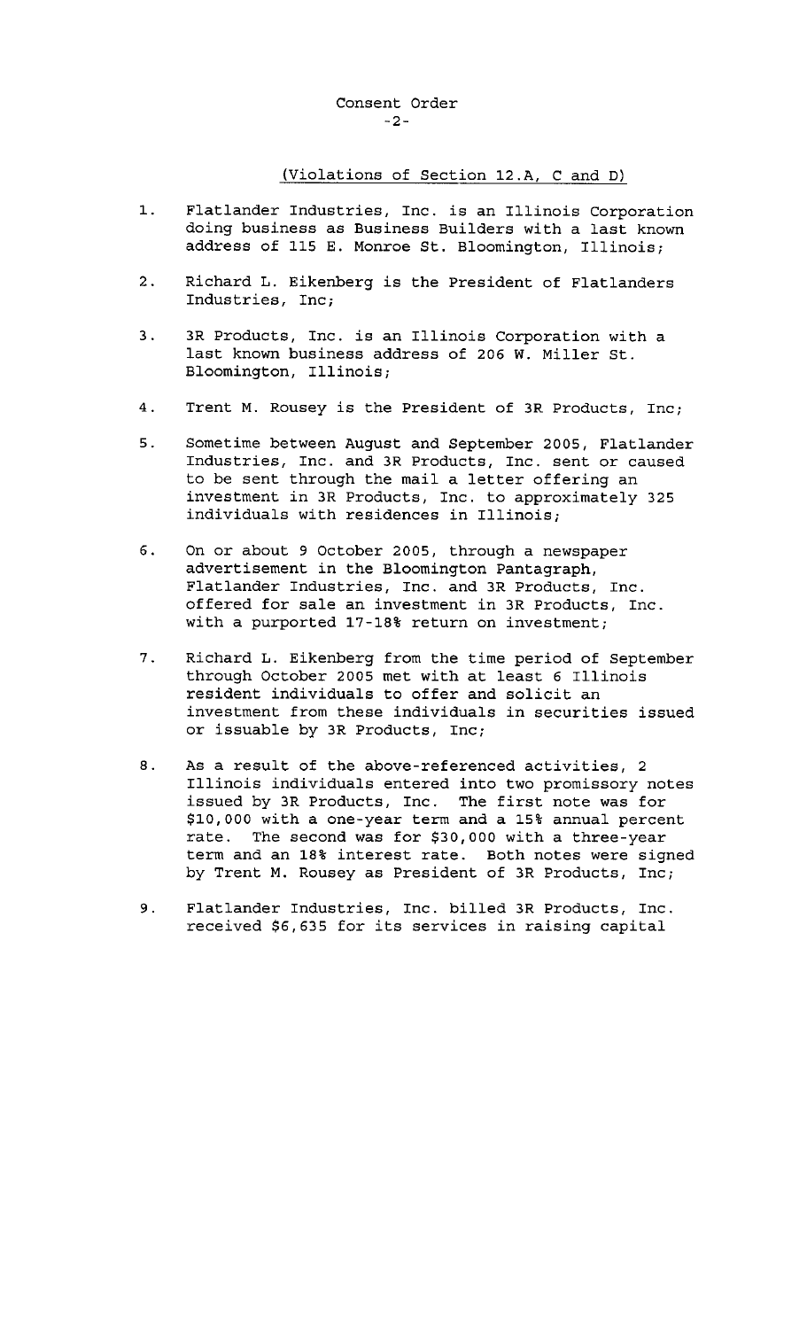(Violations of Section 12.A, C and D)

1. Flatlander Industries, Inc. is an Illinois Corporation doing business as Business Builders with a last known address of 115 E. Monroe St. Bloomington, Illinois;

2. Richard L. Eikenberg is the President of Flatlanders Industries, Inc;

3. 3R Products, Inc. is an Illinois Corporation with a last known business address of 206 W. Miller St. Bloomington, Illinois;

4. Trent M. Rousey is the President of 3R Products, Inc;

5. Sometime between August and September 2005, Flatlander Industries, Inc. and 3R Products, Inc. sent or caused to be sent through the mail a letter offering an investment in 3R Products, Inc. to approximately 325 individuals with residences in Illinois;

6. On or about 9 October 2005, through a newspaper advertisement in the Bloomington Pantagraph, Flatlander Industries, Inc. and 3R Products, Inc. offered for sale an investment in 3R Products, Inc. with a purported 17-18% return on investment;

7. Richard L. Eikenberg from the time period of September through October 2005 met with at least 6 Illinois resident individuals to offer and solicit an investment from these individuals in securities issued or issuable by 3R Products, Inc;

8. As a result of the above-referenced activities, 2 Illinois individuals entered into two promissory notes issued by 3R Products, Inc. The first note was for $10,000 with a one-year term and a 15% annual percent rate. The second was for $30,000 with a three-year term and an 18% interest rate. Both notes were signed by Trent M. Rousey as President of 3R Products, Inc;

9. Flatlander Industries, Inc. billed 3R Products, Inc. received $6,635 for its services in raising capital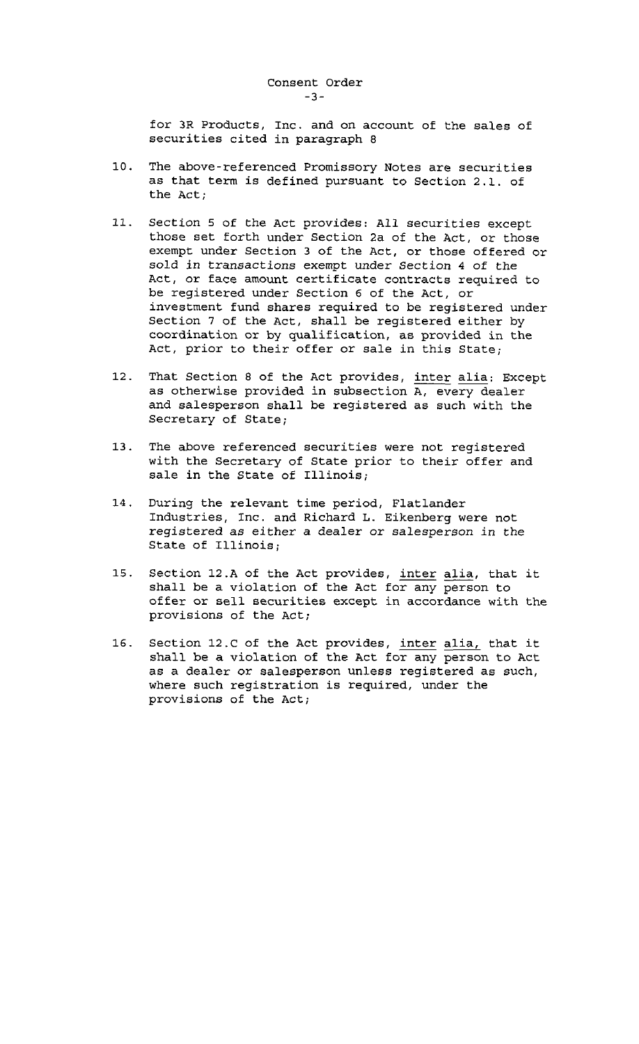for 3R Products, Inc. and on account of the sales of securities cited in paragraph 8

10. The above-referenced Promissory Notes are securities as that term is defined pursuant to Section 2.1. of the Act;

11. Section 5 of the Act provides: All securities except those set forth under Section 2a of the Act, or those exempt under Section 3 of the Act, or those offered or sold in transactions exempt under Section 4 of the Act, or face amount certificate contracts required to be registered under Section 6 of the Act, or investment fund shares required to be registered under Section 7 of the Act, shall be registered either by coordination or by qualification, as provided in the Act, prior to their offer or sale in this State;

12. That Section 8 of the Act provides, inter alia: Except as otherwise provided in subsection A, every dealer and salesperson shall be registered as such with the Secretary of State;

13. The above referenced securities were not registered with the Secretary of State prior to their offer and sale in the State of Illinois;

14. During the relevant time period, Flatlander Industries, Inc. and Richard L. Eikenberg were not registered as either a dealer or salesperson in the State of Illinois;

15. Section 12.A of the Act provides, inter alia, that it shall be a violation of the Act for any person to offer or sell securities except in accordance with the provisions of the Act;

16. Section 12.C of the Act provides, inter alia, that it shall be a violation of the Act for any person to Act as a dealer or salesperson unless registered as such, where such registration is required, under the provisions of the Act;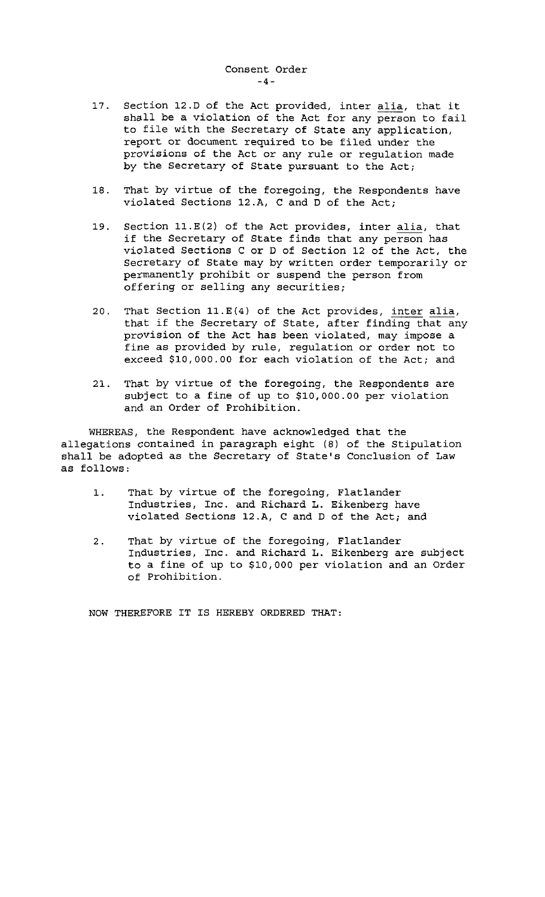Consent Order

17. Section 12.D of the Act provided, inter alia, that it shall be a violation of the Act for any person to fail to file with the Secretary of State any application, report or document required to be filed under the provisions of the Act or any rule or regulation made by the Secretary of State pursuant to the Act;

18. That by virtue of the foregoing, the Respondents have violated Sections 12.A, C and D of the Act;

19. Section 11.E(2) of the Act provides, inter alia, that if the Secretary of State finds that any person has violated Sections C or D of Section 12 of the Act, the Secretary of State may by written order temporarily or permanently prohibit or suspend the person from offering or selling any securities;

20. That Section 11.E(4) of the Act provides, inter alia, that if the Secretary of State, after finding that any provision of the Act has been violated, may impose a fine as provided by rule, regulation or order not to exceed $10,000.00 for each violation of the Act; and

21. That by virtue of the foregoing, the Respondents are subject to a fine of up to $10,000.00 per violation and an Order of Prohibition.

WHEREAS, the Respondent have acknowledged that the allegations contained in paragraph eight (8) of the Stipulation shall be adopted as the Secretary of State's Conclusion of Law as follows:

1. That by virtue of the foregoing, Flatlander Industries, Inc. and Richard L. Eikenberg have violated Sections 12.A, C and D of the Act; and

2. That by virtue of the foregoing, Flatlander Industries, Inc. and Richard L. Eikenberg are subject to a fine of up to $10,000 per violation and an Order of Prohibition.

NOW THEREFORE IT IS HEREBY ORDERED THAT: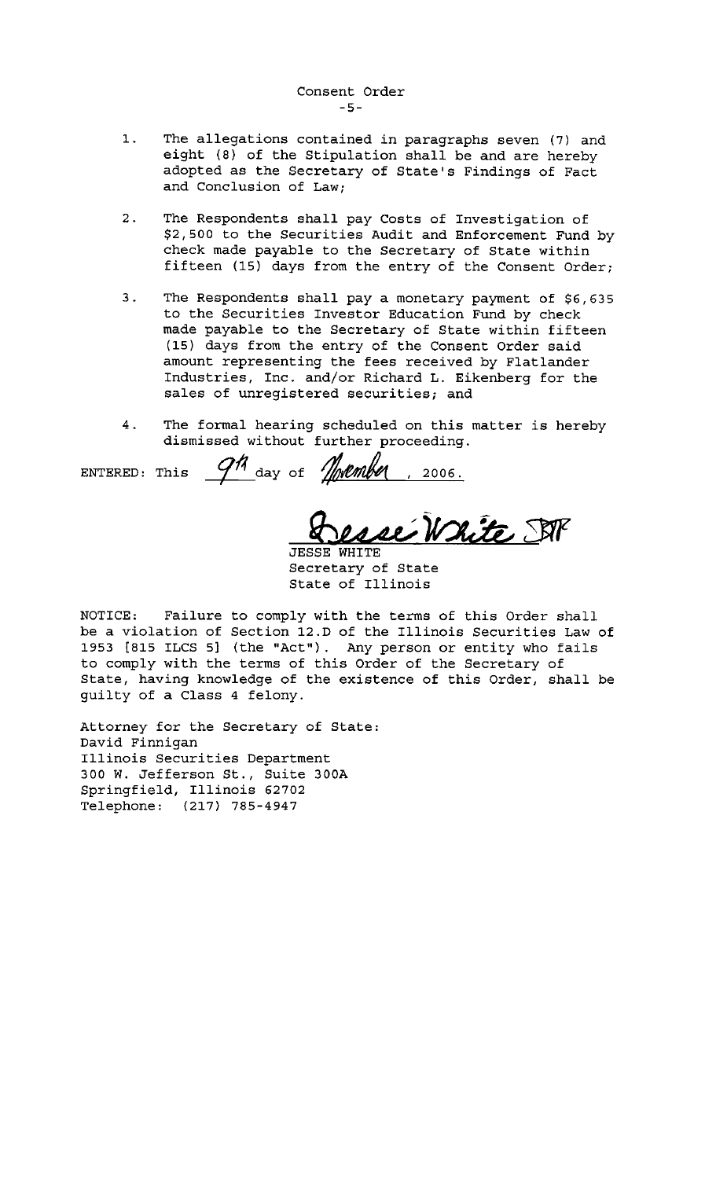Consent Order

1. The allegations contained in paragraphs seven (7) and eight (8) of the Stipulation shall be and are hereby adopted as the Secretary of State's Findings of Fact and Conclusion of Law;

2. The Respondents shall pay Costs of Investigation of $2,500 to the Securities Audit and Enforcement Fund by check made payable to the Secretary of State within fifteen (15) days from the entry of the Consent Order;

3. The Respondents shall pay a monetary payment of $6,635 to the Securities Investor Education Fund by check made payable to the Secretary of State within fifteen (15) days from the entry of the Consent Order said amount representing the fees received by Flatlander Industries, Inc. and/or Richard L. Eikenberg for the sales of unregistered securities; and

4. The formal hearing scheduled on this matter is hereby dismissed without further proceeding.

ENTERED: This 9th day of November, 2006.

Jesse White

JESSE WHITE
Secretary of State
State of Illinois

NOTICE: Failure to comply with the terms of this Order shall be a violation of Section 12.D of the Illinois Securities Law of 1953 [815 ILCS 5] (the "Act"). Any person or entity who fails to comply with the terms of this Order of the Secretary of State, having knowledge of the existence of this Order, shall be guilty of a Class 4 felony.

Attorney for the Secretary of State:
David Finnigan
Illinois Securities Department
300 W. Jefferson St., Suite 300A
Springfield, Illinois 62702
Telephone: (217) 785-4947